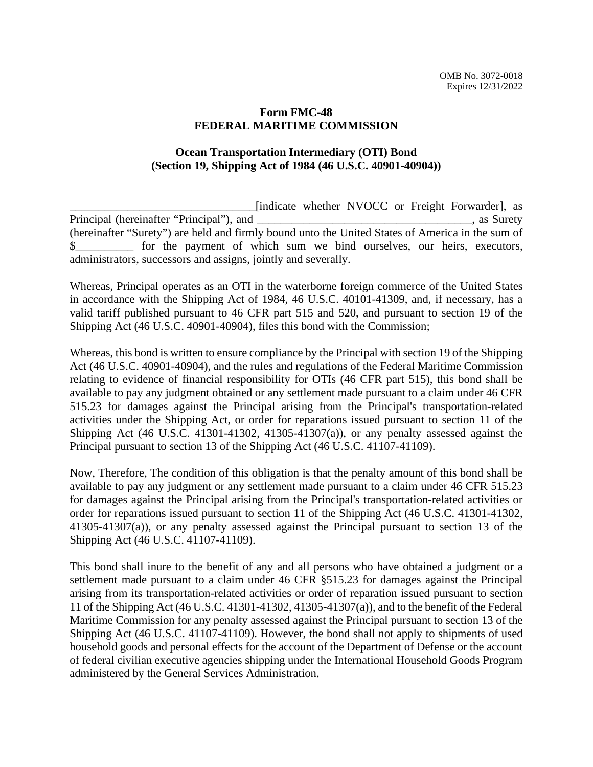OMB No. 3072-0018
Expires 12/31/2022

**Form FMC-48**
**FEDERAL MARITIME COMMISSION**

**Ocean Transportation Intermediary (OTI) Bond**
**(Section 19, Shipping Act of 1984 (46 U.S.C. 40901-40904))**

________________________________[indicate whether NVOCC or Freight Forwarder], as Principal (hereinafter "Principal"), and _____________________________________, as Surety (hereinafter "Surety") are held and firmly bound unto the United States of America in the sum of $__________ for the payment of which sum we bind ourselves, our heirs, executors, administrators, successors and assigns, jointly and severally.

Whereas, Principal operates as an OTI in the waterborne foreign commerce of the United States in accordance with the Shipping Act of 1984, 46 U.S.C. 40101-41309, and, if necessary, has a valid tariff published pursuant to 46 CFR part 515 and 520, and pursuant to section 19 of the Shipping Act (46 U.S.C. 40901-40904), files this bond with the Commission;

Whereas, this bond is written to ensure compliance by the Principal with section 19 of the Shipping Act (46 U.S.C. 40901-40904), and the rules and regulations of the Federal Maritime Commission relating to evidence of financial responsibility for OTIs (46 CFR part 515), this bond shall be available to pay any judgment obtained or any settlement made pursuant to a claim under 46 CFR 515.23 for damages against the Principal arising from the Principal's transportation-related activities under the Shipping Act, or order for reparations issued pursuant to section 11 of the Shipping Act (46 U.S.C. 41301-41302, 41305-41307(a)), or any penalty assessed against the Principal pursuant to section 13 of the Shipping Act (46 U.S.C. 41107-41109).

Now, Therefore, The condition of this obligation is that the penalty amount of this bond shall be available to pay any judgment or any settlement made pursuant to a claim under 46 CFR 515.23 for damages against the Principal arising from the Principal's transportation-related activities or order for reparations issued pursuant to section 11 of the Shipping Act (46 U.S.C. 41301-41302, 41305-41307(a)), or any penalty assessed against the Principal pursuant to section 13 of the Shipping Act (46 U.S.C. 41107-41109).

This bond shall inure to the benefit of any and all persons who have obtained a judgment or a settlement made pursuant to a claim under 46 CFR §515.23 for damages against the Principal arising from its transportation-related activities or order of reparation issued pursuant to section 11 of the Shipping Act (46 U.S.C. 41301-41302, 41305-41307(a)), and to the benefit of the Federal Maritime Commission for any penalty assessed against the Principal pursuant to section 13 of the Shipping Act (46 U.S.C. 41107-41109). However, the bond shall not apply to shipments of used household goods and personal effects for the account of the Department of Defense or the account of federal civilian executive agencies shipping under the International Household Goods Program administered by the General Services Administration.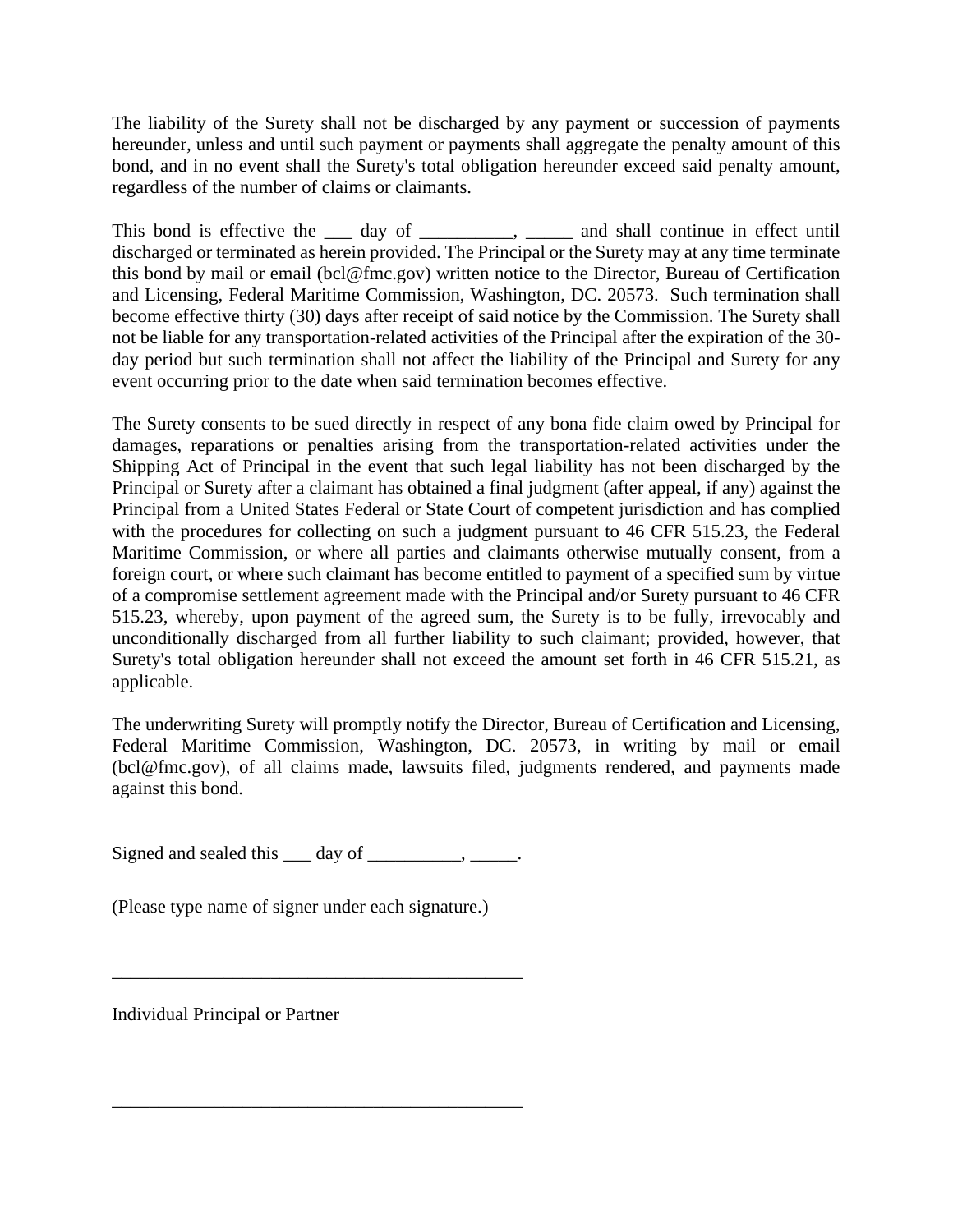The liability of the Surety shall not be discharged by any payment or succession of payments hereunder, unless and until such payment or payments shall aggregate the penalty amount of this bond, and in no event shall the Surety's total obligation hereunder exceed said penalty amount, regardless of the number of claims or claimants.

This bond is effective the ___ day of __________, _____ and shall continue in effect until discharged or terminated as herein provided. The Principal or the Surety may at any time terminate this bond by mail or email (bcl@fmc.gov) written notice to the Director, Bureau of Certification and Licensing, Federal Maritime Commission, Washington, DC. 20573. Such termination shall become effective thirty (30) days after receipt of said notice by the Commission. The Surety shall not be liable for any transportation-related activities of the Principal after the expiration of the 30-day period but such termination shall not affect the liability of the Principal and Surety for any event occurring prior to the date when said termination becomes effective.

The Surety consents to be sued directly in respect of any bona fide claim owed by Principal for damages, reparations or penalties arising from the transportation-related activities under the Shipping Act of Principal in the event that such legal liability has not been discharged by the Principal or Surety after a claimant has obtained a final judgment (after appeal, if any) against the Principal from a United States Federal or State Court of competent jurisdiction and has complied with the procedures for collecting on such a judgment pursuant to 46 CFR 515.23, the Federal Maritime Commission, or where all parties and claimants otherwise mutually consent, from a foreign court, or where such claimant has become entitled to payment of a specified sum by virtue of a compromise settlement agreement made with the Principal and/or Surety pursuant to 46 CFR 515.23, whereby, upon payment of the agreed sum, the Surety is to be fully, irrevocably and unconditionally discharged from all further liability to such claimant; provided, however, that Surety's total obligation hereunder shall not exceed the amount set forth in 46 CFR 515.21, as applicable.

The underwriting Surety will promptly notify the Director, Bureau of Certification and Licensing, Federal Maritime Commission, Washington, DC. 20573, in writing by mail or email (bcl@fmc.gov), of all claims made, lawsuits filed, judgments rendered, and payments made against this bond.

Signed and sealed this ___ day of __________, _____.

(Please type name of signer under each signature.)

_____________________________________________

Individual Principal or Partner

_____________________________________________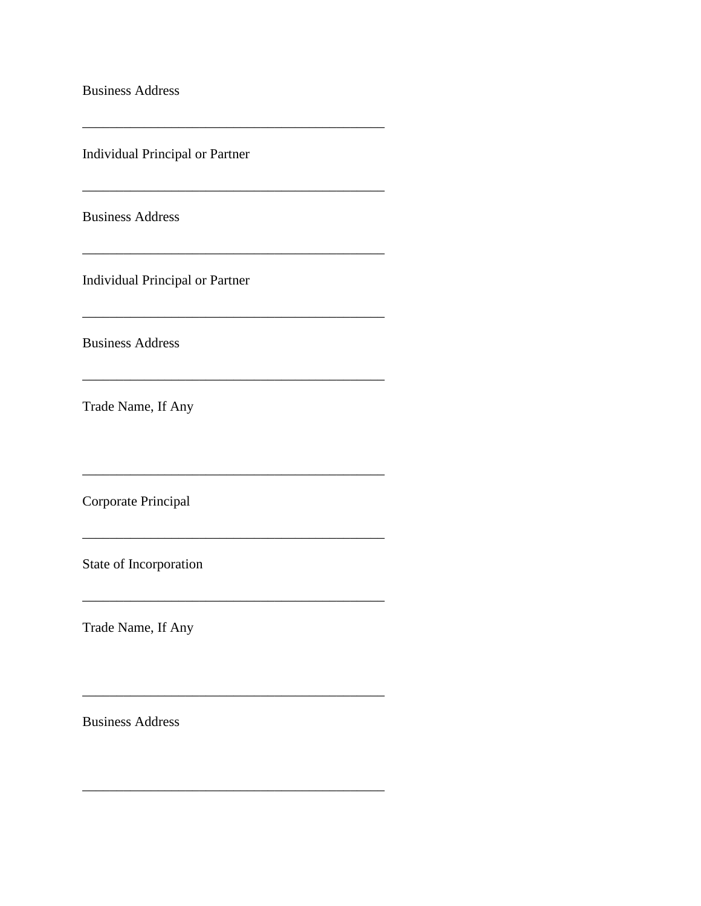Business Address

_____________________________________________

Individual Principal or Partner

_____________________________________________

Business Address

_____________________________________________

Individual Principal or Partner

_____________________________________________

Business Address

_____________________________________________

Trade Name, If Any

_____________________________________________

Corporate Principal

_____________________________________________

State of Incorporation

_____________________________________________

Trade Name, If Any

_____________________________________________

Business Address

_____________________________________________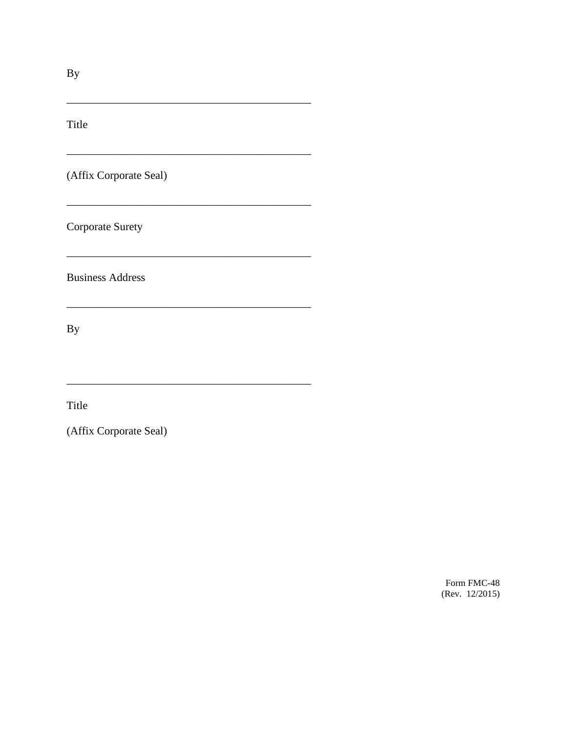By

\_\_\_\_\_\_\_\_\_\_\_\_\_\_\_\_\_\_\_\_\_\_\_\_\_\_\_\_\_\_\_\_\_\_\_\_\_\_\_\_\_\_\_

Title

\_\_\_\_\_\_\_\_\_\_\_\_\_\_\_\_\_\_\_\_\_\_\_\_\_\_\_\_\_\_\_\_\_\_\_\_\_\_\_\_\_\_\_

(Affix Corporate Seal)

\_\_\_\_\_\_\_\_\_\_\_\_\_\_\_\_\_\_\_\_\_\_\_\_\_\_\_\_\_\_\_\_\_\_\_\_\_\_\_\_\_\_\_

Corporate Surety

\_\_\_\_\_\_\_\_\_\_\_\_\_\_\_\_\_\_\_\_\_\_\_\_\_\_\_\_\_\_\_\_\_\_\_\_\_\_\_\_\_\_\_

Business Address

\_\_\_\_\_\_\_\_\_\_\_\_\_\_\_\_\_\_\_\_\_\_\_\_\_\_\_\_\_\_\_\_\_\_\_\_\_\_\_\_\_\_\_

By

\_\_\_\_\_\_\_\_\_\_\_\_\_\_\_\_\_\_\_\_\_\_\_\_\_\_\_\_\_\_\_\_\_\_\_\_\_\_\_\_\_\_\_

Title

(Affix Corporate Seal)

Form FMC-48
(Rev. 12/2015)